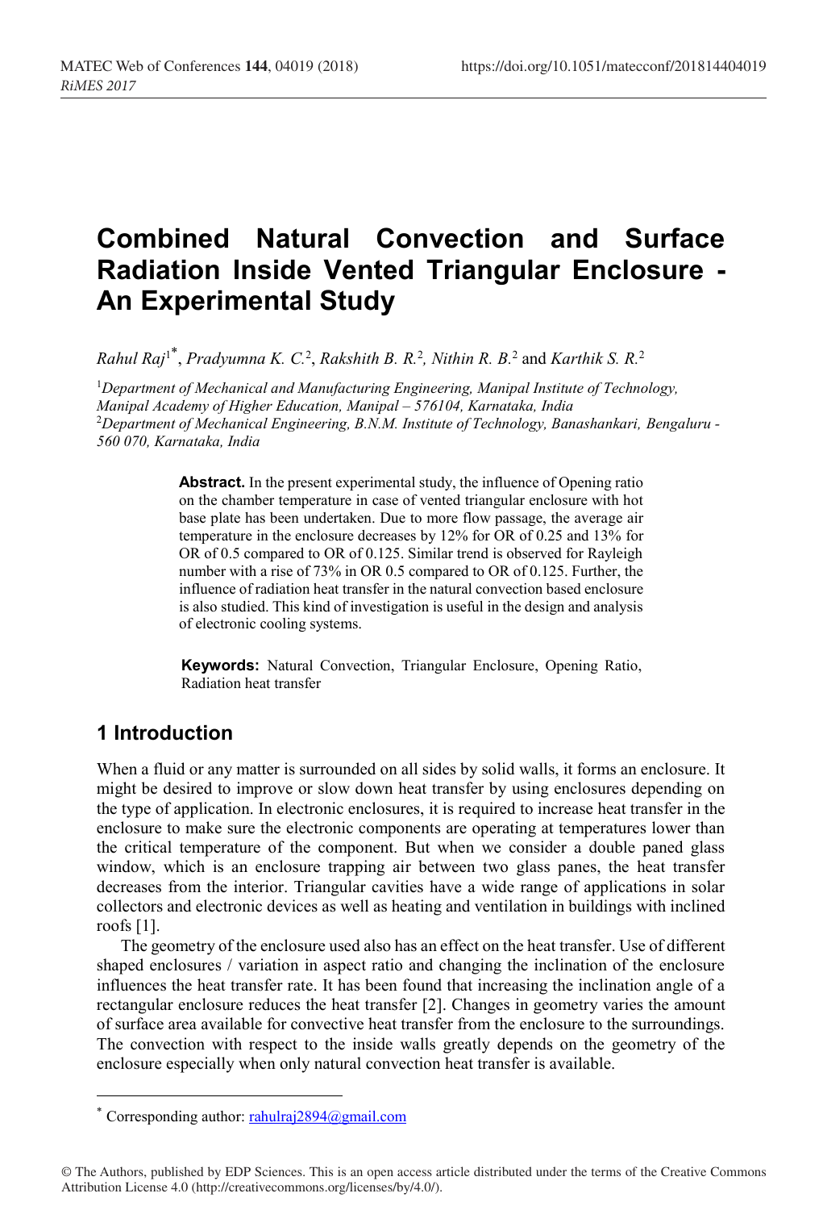# Combined Natural Convection and Surface Radiation Inside Vented Triangular Enclosure - An Experimental Study

*Rahul Raj*[1*], *Pradyumna K. C.*[2], *Rakshith B. R.*[2], *Nithin R. B.*[2] and *Karthik S. R.*[2]

[1]*Department of Mechanical and Manufacturing Engineering, Manipal Institute of Technology, Manipal Academy of Higher Education, Manipal – 576104, Karnataka, India*
[2]*Department of Mechanical Engineering, B.N.M. Institute of Technology, Banashankari, Bengaluru - 560 070, Karnataka, India*

**Abstract.** In the present experimental study, the influence of Opening ratio on the chamber temperature in case of vented triangular enclosure with hot base plate has been undertaken. Due to more flow passage, the average air temperature in the enclosure decreases by 12% for OR of 0.25 and 13% for OR of 0.5 compared to OR of 0.125. Similar trend is observed for Rayleigh number with a rise of 73% in OR 0.5 compared to OR of 0.125. Further, the influence of radiation heat transfer in the natural convection based enclosure is also studied. This kind of investigation is useful in the design and analysis of electronic cooling systems.

**Keywords:** Natural Convection, Triangular Enclosure, Opening Ratio, Radiation heat transfer

## 1 Introduction

When a fluid or any matter is surrounded on all sides by solid walls, it forms an enclosure. It might be desired to improve or slow down heat transfer by using enclosures depending on the type of application. In electronic enclosures, it is required to increase heat transfer in the enclosure to make sure the electronic components are operating at temperatures lower than the critical temperature of the component. But when we consider a double paned glass window, which is an enclosure trapping air between two glass panes, the heat transfer decreases from the interior. Triangular cavities have a wide range of applications in solar collectors and electronic devices as well as heating and ventilation in buildings with inclined roofs [1].

The geometry of the enclosure used also has an effect on the heat transfer. Use of different shaped enclosures / variation in aspect ratio and changing the inclination of the enclosure influences the heat transfer rate. It has been found that increasing the inclination angle of a rectangular enclosure reduces the heat transfer [2]. Changes in geometry varies the amount of surface area available for convective heat transfer from the enclosure to the surroundings. The convection with respect to the inside walls greatly depends on the geometry of the enclosure especially when only natural convection heat transfer is available.

* Corresponding author: rahulraj2894@gmail.com

© The Authors, published by EDP Sciences. This is an open access article distributed under the terms of the Creative Commons Attribution License 4.0 (http://creativecommons.org/licenses/by/4.0/).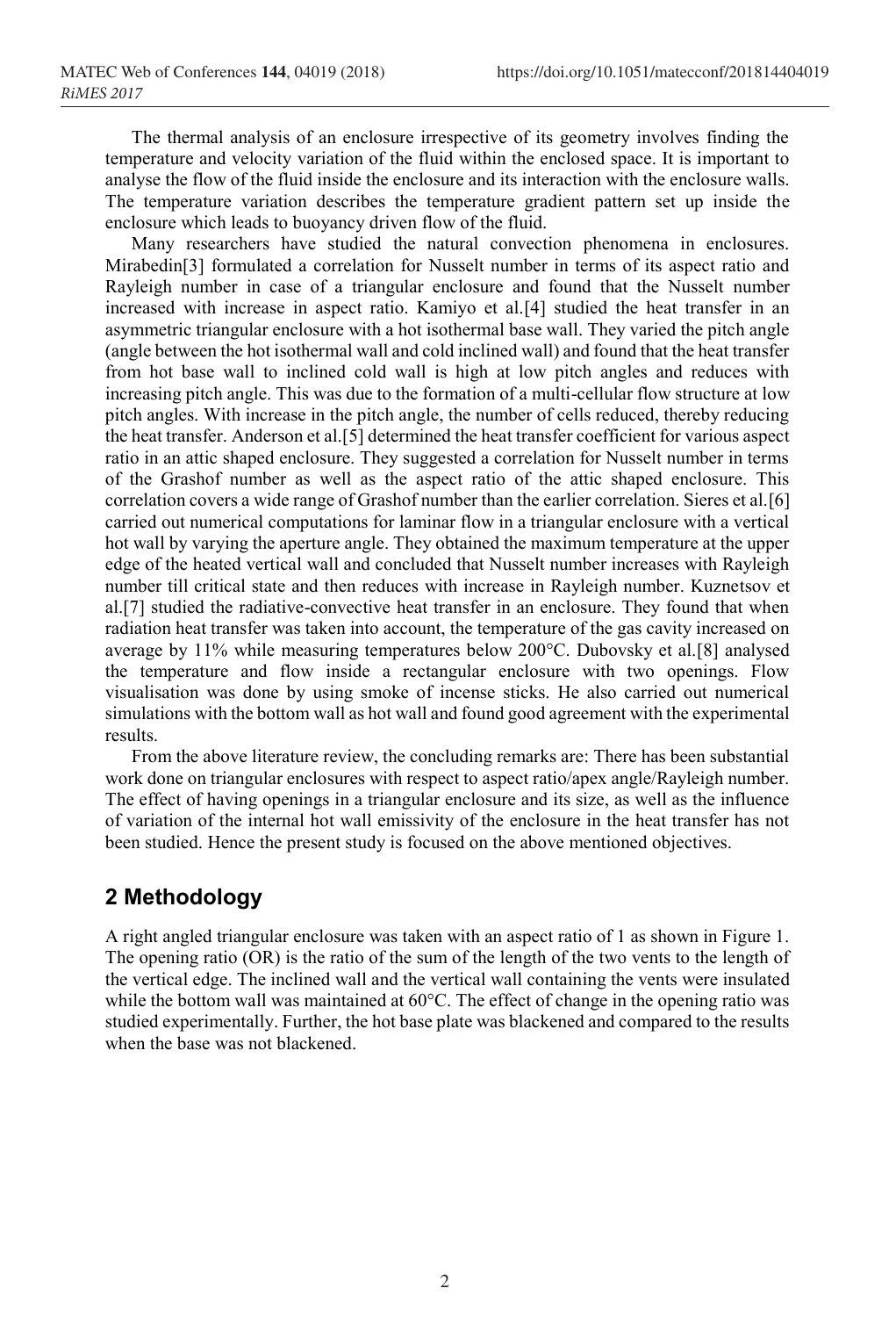The thermal analysis of an enclosure irrespective of its geometry involves finding the temperature and velocity variation of the fluid within the enclosed space. It is important to analyse the flow of the fluid inside the enclosure and its interaction with the enclosure walls. The temperature variation describes the temperature gradient pattern set up inside the enclosure which leads to buoyancy driven flow of the fluid.

Many researchers have studied the natural convection phenomena in enclosures. Mirabedin[3] formulated a correlation for Nusselt number in terms of its aspect ratio and Rayleigh number in case of a triangular enclosure and found that the Nusselt number increased with increase in aspect ratio. Kamiyo et al.[4] studied the heat transfer in an asymmetric triangular enclosure with a hot isothermal base wall. They varied the pitch angle (angle between the hot isothermal wall and cold inclined wall) and found that the heat transfer from hot base wall to inclined cold wall is high at low pitch angles and reduces with increasing pitch angle. This was due to the formation of a multi-cellular flow structure at low pitch angles. With increase in the pitch angle, the number of cells reduced, thereby reducing the heat transfer. Anderson et al.[5] determined the heat transfer coefficient for various aspect ratio in an attic shaped enclosure. They suggested a correlation for Nusselt number in terms of the Grashof number as well as the aspect ratio of the attic shaped enclosure. This correlation covers a wide range of Grashof number than the earlier correlation. Sieres et al.[6] carried out numerical computations for laminar flow in a triangular enclosure with a vertical hot wall by varying the aperture angle. They obtained the maximum temperature at the upper edge of the heated vertical wall and concluded that Nusselt number increases with Rayleigh number till critical state and then reduces with increase in Rayleigh number. Kuznetsov et al.[7] studied the radiative-convective heat transfer in an enclosure. They found that when radiation heat transfer was taken into account, the temperature of the gas cavity increased on average by 11% while measuring temperatures below 200°C. Dubovsky et al.[8] analysed the temperature and flow inside a rectangular enclosure with two openings. Flow visualisation was done by using smoke of incense sticks. He also carried out numerical simulations with the bottom wall as hot wall and found good agreement with the experimental results.

From the above literature review, the concluding remarks are: There has been substantial work done on triangular enclosures with respect to aspect ratio/apex angle/Rayleigh number. The effect of having openings in a triangular enclosure and its size, as well as the influence of variation of the internal hot wall emissivity of the enclosure in the heat transfer has not been studied. Hence the present study is focused on the above mentioned objectives.

## 2 Methodology

A right angled triangular enclosure was taken with an aspect ratio of 1 as shown in Figure 1. The opening ratio (OR) is the ratio of the sum of the length of the two vents to the length of the vertical edge. The inclined wall and the vertical wall containing the vents were insulated while the bottom wall was maintained at 60°C. The effect of change in the opening ratio was studied experimentally. Further, the hot base plate was blackened and compared to the results when the base was not blackened.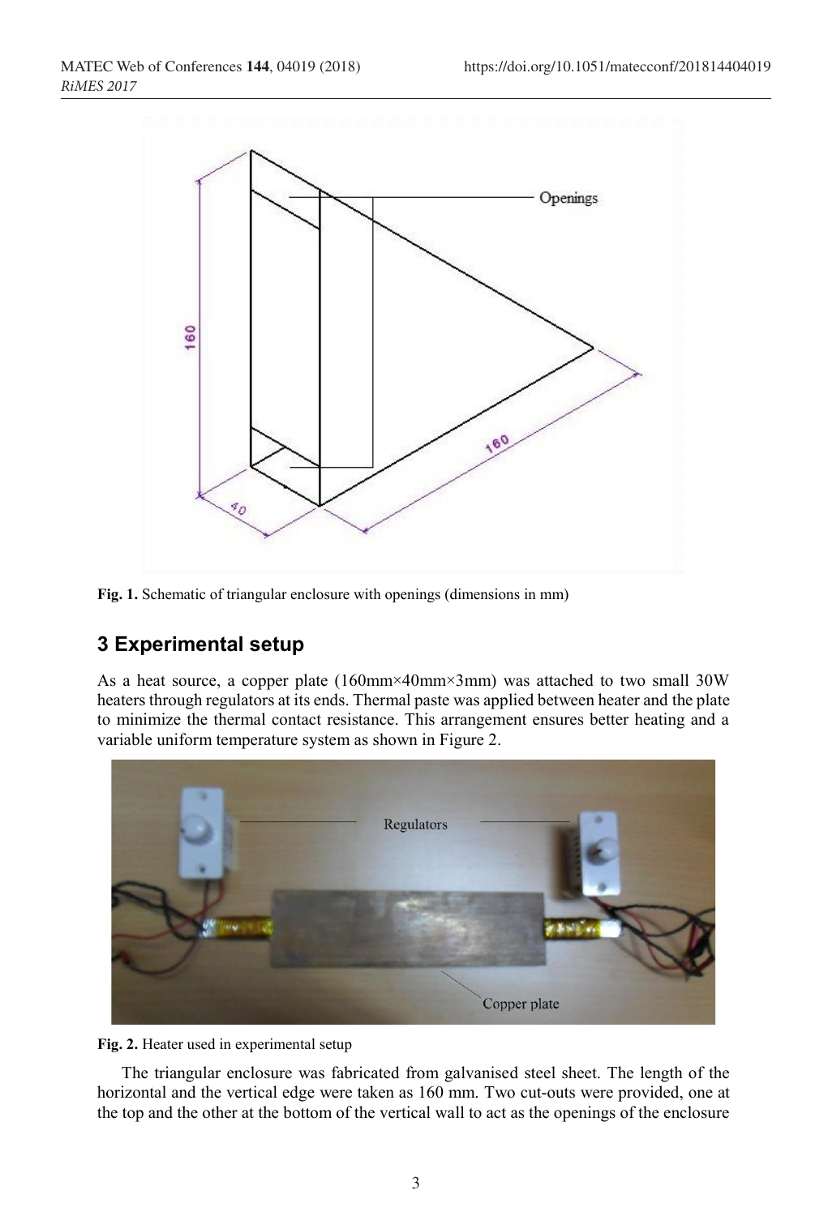Fig. 1. Schematic of triangular enclosure with openings (dimensions in mm)

## 3 Experimental setup

As a heat source, a copper plate (160mm×40mm×3mm) was attached to two small 30W heaters through regulators at its ends. Thermal paste was applied between heater and the plate to minimize the thermal contact resistance. This arrangement ensures better heating and a variable uniform temperature system as shown in Figure 2.

Fig. 2. Heater used in experimental setup

The triangular enclosure was fabricated from galvanised steel sheet. The length of the horizontal and the vertical edge were taken as 160 mm. Two cut-outs were provided, one at the top and the other at the bottom of the vertical wall to act as the openings of the enclosure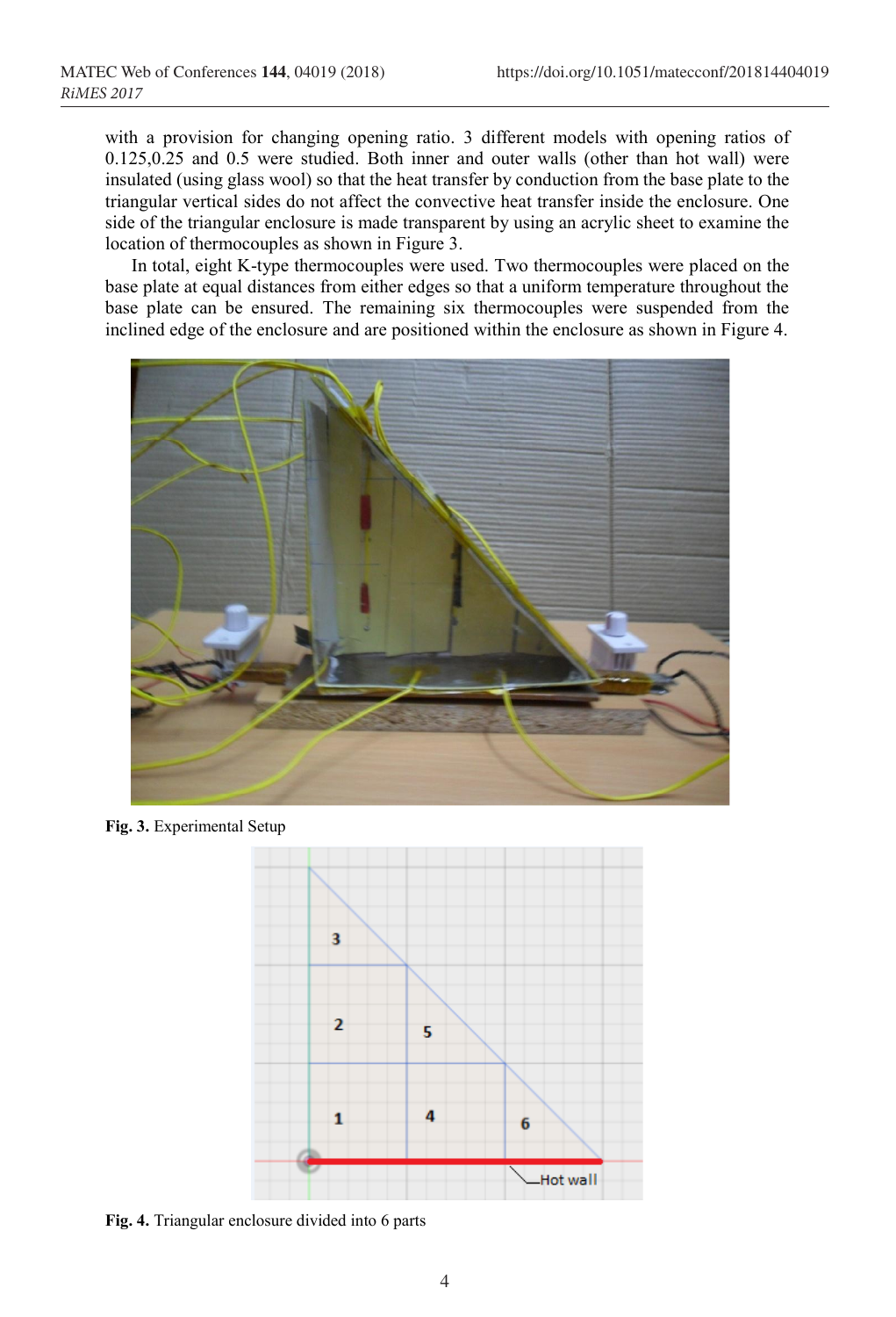with a provision for changing opening ratio. 3 different models with opening ratios of 0.125,0.25 and 0.5 were studied. Both inner and outer walls (other than hot wall) were insulated (using glass wool) so that the heat transfer by conduction from the base plate to the triangular vertical sides do not affect the convective heat transfer inside the enclosure. One side of the triangular enclosure is made transparent by using an acrylic sheet to examine the location of thermocouples as shown in Figure 3.

In total, eight K-type thermocouples were used. Two thermocouples were placed on the base plate at equal distances from either edges so that a uniform temperature throughout the base plate can be ensured. The remaining six thermocouples were suspended from the inclined edge of the enclosure and are positioned within the enclosure as shown in Figure 4.

**Fig. 3.** Experimental Setup

**Fig. 4.** Triangular enclosure divided into 6 parts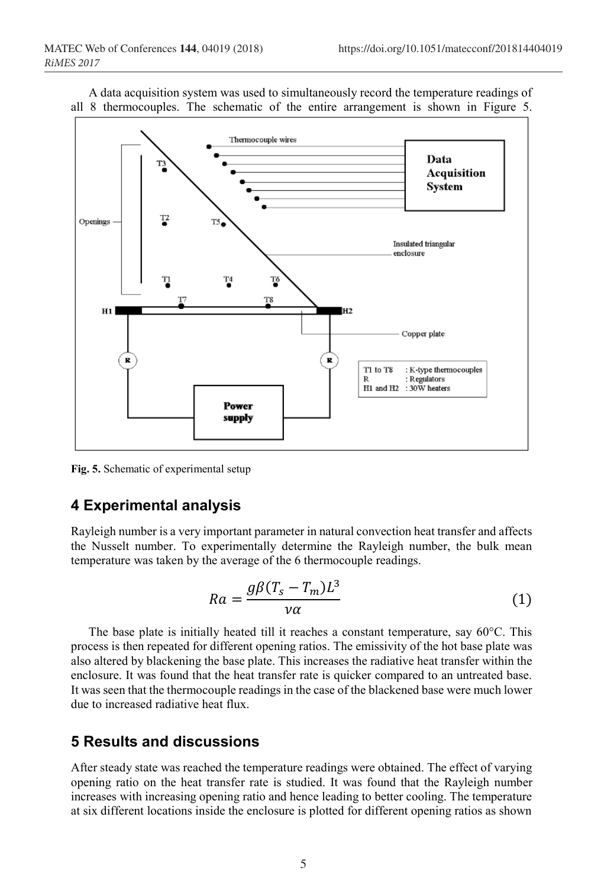A data acquisition system was used to simultaneously record the temperature readings of all 8 thermocouples. The schematic of the entire arrangement is shown in Figure 5.

**Fig. 5.** Schematic of experimental setup

## 4 Experimental analysis

Rayleigh number is a very important parameter in natural convection heat transfer and affects the Nusselt number. To experimentally determine the Rayleigh number, the bulk mean temperature was taken by the average of the 6 thermocouple readings.

$$Ra = \frac{g\beta(T_s - T_m)L^3}{\nu\alpha} \tag{1}$$

The base plate is initially heated till it reaches a constant temperature, say 60°C. This process is then repeated for different opening ratios. The emissivity of the hot base plate was also altered by blackening the base plate. This increases the radiative heat transfer within the enclosure. It was found that the heat transfer rate is quicker compared to an untreated base. It was seen that the thermocouple readings in the case of the blackened base were much lower due to increased radiative heat flux.

## 5 Results and discussions

After steady state was reached the temperature readings were obtained. The effect of varying opening ratio on the heat transfer rate is studied. It was found that the Rayleigh number increases with increasing opening ratio and hence leading to better cooling. The temperature at six different locations inside the enclosure is plotted for different opening ratios as shown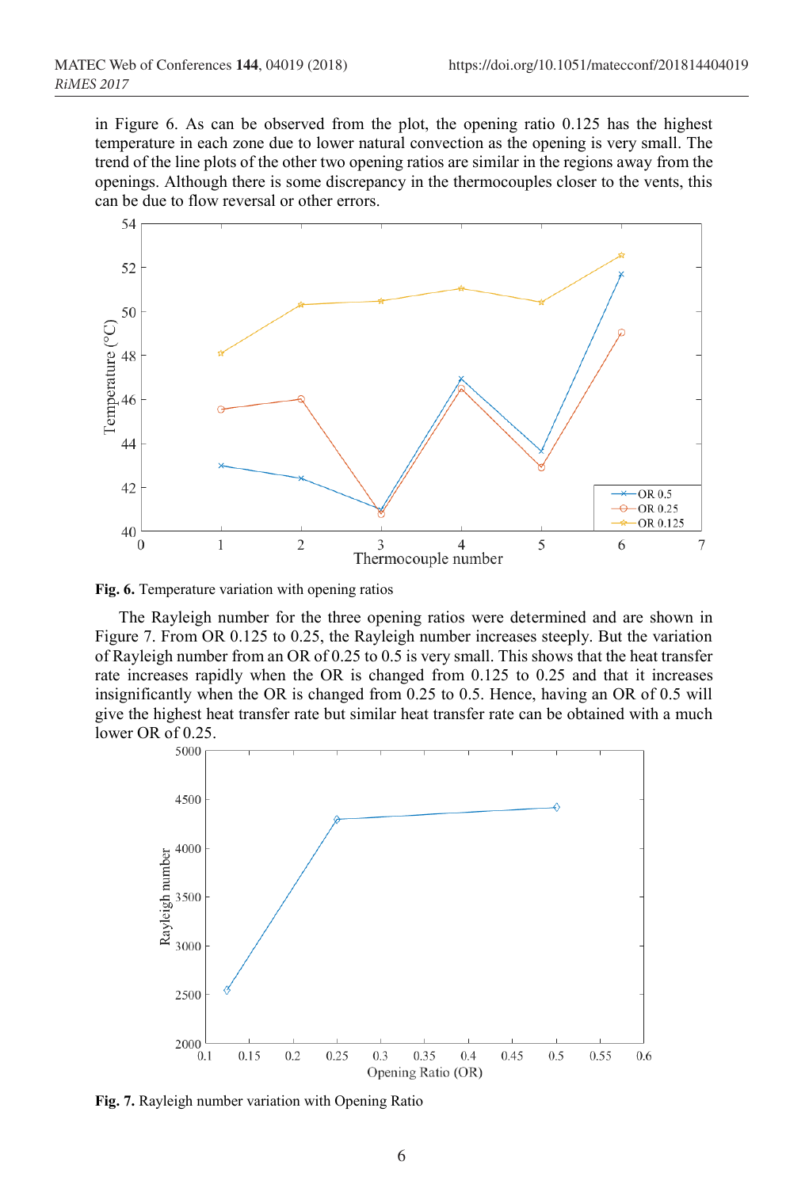in Figure 6. As can be observed from the plot, the opening ratio 0.125 has the highest temperature in each zone due to lower natural convection as the opening is very small. The trend of the line plots of the other two opening ratios are similar in the regions away from the openings. Although there is some discrepancy in the thermocouples closer to the vents, this can be due to flow reversal or other errors.

**Fig. 6.** Temperature variation with opening ratios

The Rayleigh number for the three opening ratios were determined and are shown in Figure 7. From OR 0.125 to 0.25, the Rayleigh number increases steeply. But the variation of Rayleigh number from an OR of 0.25 to 0.5 is very small. This shows that the heat transfer rate increases rapidly when the OR is changed from 0.125 to 0.25 and that it increases insignificantly when the OR is changed from 0.25 to 0.5. Hence, having an OR of 0.5 will give the highest heat transfer rate but similar heat transfer rate can be obtained with a much lower OR of 0.25.

**Fig. 7.** Rayleigh number variation with Opening Ratio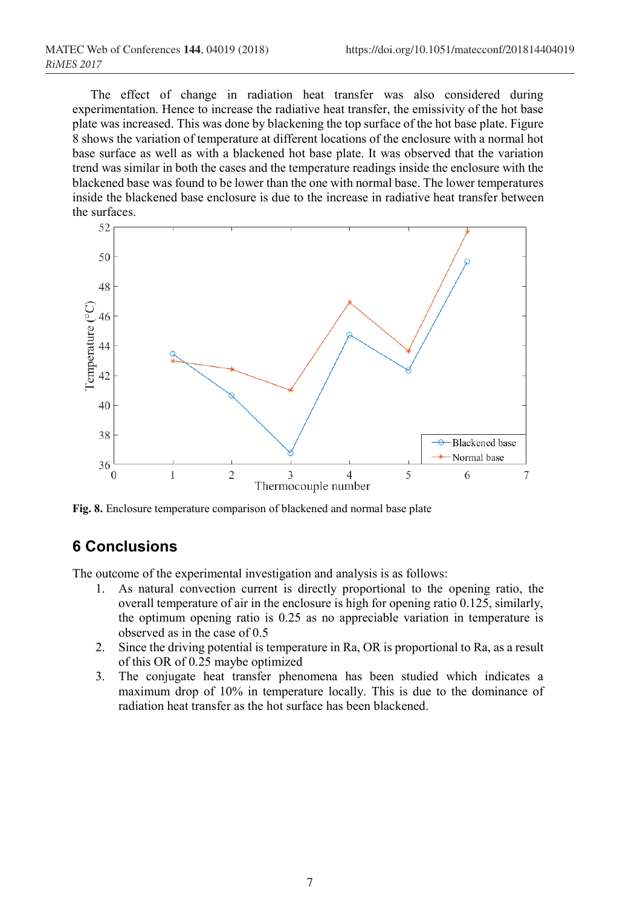The effect of change in radiation heat transfer was also considered during experimentation. Hence to increase the radiative heat transfer, the emissivity of the hot base plate was increased. This was done by blackening the top surface of the hot base plate. Figure 8 shows the variation of temperature at different locations of the enclosure with a normal hot base surface as well as with a blackened hot base plate. It was observed that the variation trend was similar in both the cases and the temperature readings inside the enclosure with the blackened base was found to be lower than the one with normal base. The lower temperatures inside the blackened base enclosure is due to the increase in radiative heat transfer between the surfaces.

**Fig. 8.** Enclosure temperature comparison of blackened and normal base plate

## 6 Conclusions

The outcome of the experimental investigation and analysis is as follows:

1. As natural convection current is directly proportional to the opening ratio, the overall temperature of air in the enclosure is high for opening ratio 0.125, similarly, the optimum opening ratio is 0.25 as no appreciable variation in temperature is observed as in the case of 0.5
2. Since the driving potential is temperature in Ra, OR is proportional to Ra, as a result of this OR of 0.25 maybe optimized
3. The conjugate heat transfer phenomena has been studied which indicates a maximum drop of 10% in temperature locally. This is due to the dominance of radiation heat transfer as the hot surface has been blackened.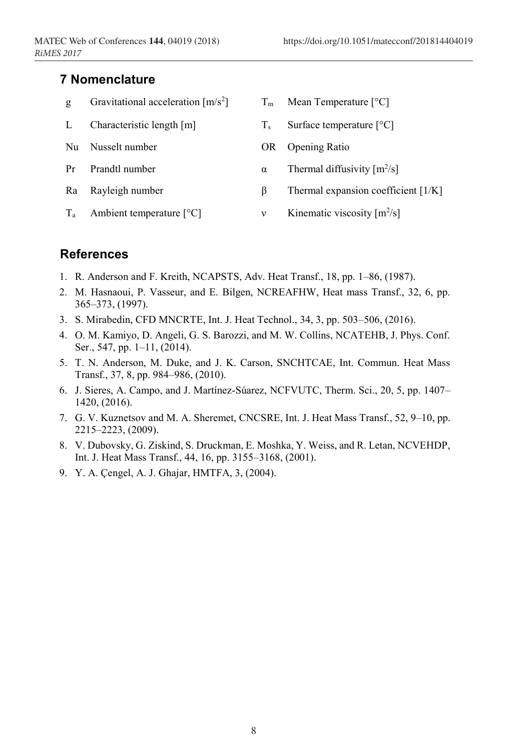## 7 Nomenclature

| | | | |
|---|---|---|---|
| $g$ | Gravitational acceleration [$m/s^2$] | $T_m$ | Mean Temperature [°C] |
| $L$ | Characteristic length [m] | $T_s$ | Surface temperature [°C] |
| Nu | Nusselt number | OR | Opening Ratio |
| Pr | Prandtl number | $\alpha$ | Thermal diffusivity [$m^2/s$] |
| Ra | Rayleigh number | $\beta$ | Thermal expansion coefficient [1/K] |
| $T_a$ | Ambient temperature [°C] | $\nu$ | Kinematic viscosity [$m^2/s$] |

## References

1. R. Anderson and F. Kreith, NCAPSTS, Adv. Heat Transf., 18, pp. 1–86, (1987).
2. M. Hasnaoui, P. Vasseur, and E. Bilgen, NCREAFHW, Heat mass Transf., 32, 6, pp. 365–373, (1997).
3. S. Mirabedin, CFD MNCRTE, Int. J. Heat Technol., 34, 3, pp. 503–506, (2016).
4. O. M. Kamiyo, D. Angeli, G. S. Barozzi, and M. W. Collins, NCATEHB, J. Phys. Conf. Ser., 547, pp. 1–11, (2014).
5. T. N. Anderson, M. Duke, and J. K. Carson, SNCHTCAE, Int. Commun. Heat Mass Transf., 37, 8, pp. 984–986, (2010).
6. J. Sieres, A. Campo, and J. Martínez-Súarez, NCFVUTC, Therm. Sci., 20, 5, pp. 1407–1420, (2016).
7. G. V. Kuznetsov and M. A. Sheremet, CNCSRE, Int. J. Heat Mass Transf., 52, 9–10, pp. 2215–2223, (2009).
8. V. Dubovsky, G. Ziskind, S. Druckman, E. Moshka, Y. Weiss, and R. Letan, NCVEHDP, Int. J. Heat Mass Transf., 44, 16, pp. 3155–3168, (2001).
9. Y. A. Çengel, A. J. Ghajar, HMTFA, 3, (2004).